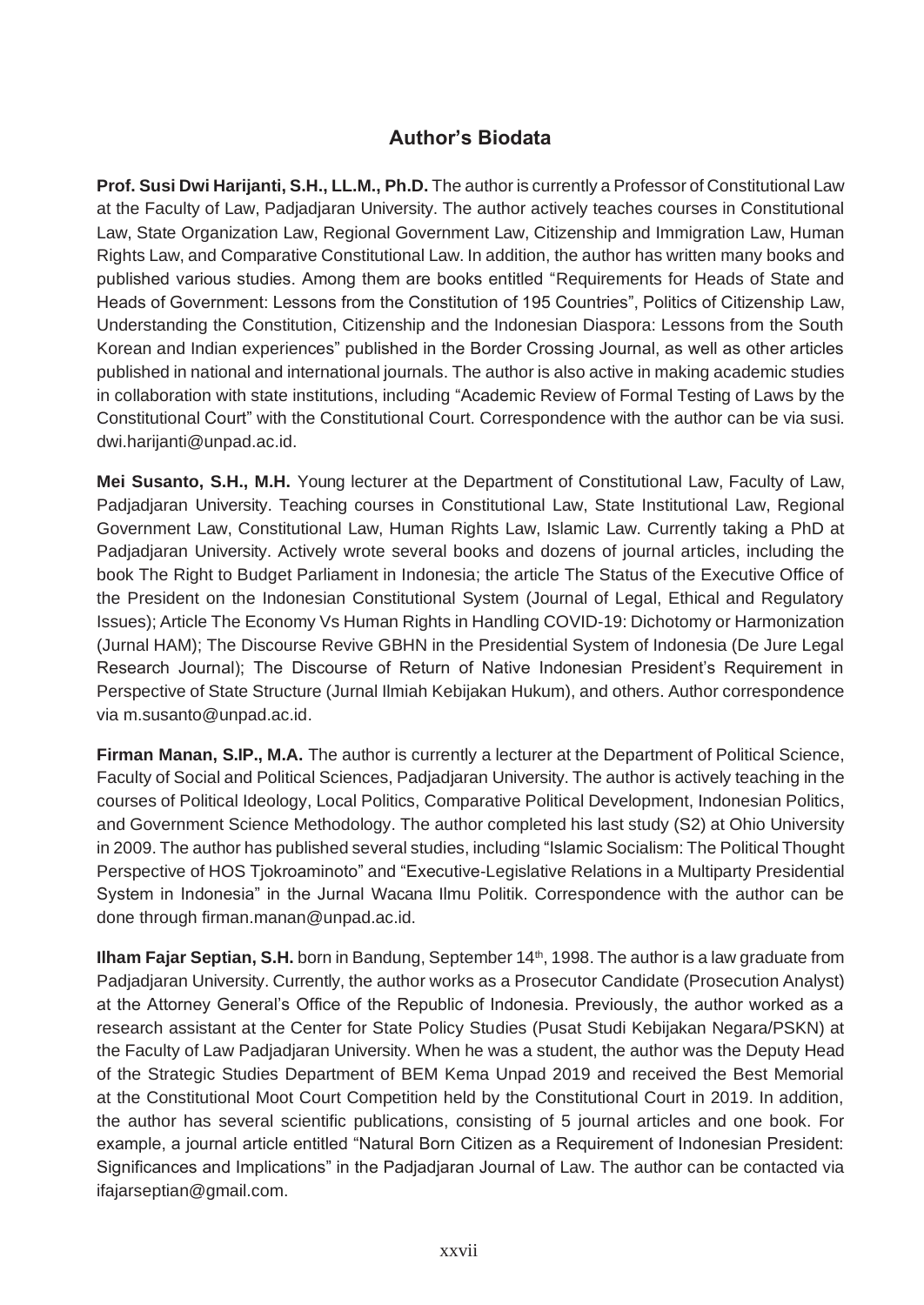## Author's Biodata

**Prof. Susi Dwi Harijanti, S.H., LL.M., Ph.D.** The author is currently a Professor of Constitutional Law at the Faculty of Law, Padjadjaran University. The author actively teaches courses in Constitutional Law, State Organization Law, Regional Government Law, Citizenship and Immigration Law, Human Rights Law, and Comparative Constitutional Law. In addition, the author has written many books and published various studies. Among them are books entitled "Requirements for Heads of State and Heads of Government: Lessons from the Constitution of 195 Countries", Politics of Citizenship Law, Understanding the Constitution, Citizenship and the Indonesian Diaspora: Lessons from the South Korean and Indian experiences" published in the Border Crossing Journal, as well as other articles published in national and international journals. The author is also active in making academic studies in collaboration with state institutions, including "Academic Review of Formal Testing of Laws by the Constitutional Court" with the Constitutional Court. Correspondence with the author can be via susi. dwi.harijanti@unpad.ac.id.

**Mei Susanto, S.H., M.H.** Young lecturer at the Department of Constitutional Law, Faculty of Law, Padjadjaran University. Teaching courses in Constitutional Law, State Institutional Law, Regional Government Law, Constitutional Law, Human Rights Law, Islamic Law. Currently taking a PhD at Padjadjaran University. Actively wrote several books and dozens of journal articles, including the book The Right to Budget Parliament in Indonesia; the article The Status of the Executive Office of the President on the Indonesian Constitutional System (Journal of Legal, Ethical and Regulatory Issues); Article The Economy Vs Human Rights in Handling COVID-19: Dichotomy or Harmonization (Jurnal HAM); The Discourse Revive GBHN in the Presidential System of Indonesia (De Jure Legal Research Journal); The Discourse of Return of Native Indonesian President's Requirement in Perspective of State Structure (Jurnal Ilmiah Kebijakan Hukum), and others. Author correspondence via m.susanto@unpad.ac.id.

**Firman Manan, S.IP., M.A.** The author is currently a lecturer at the Department of Political Science, Faculty of Social and Political Sciences, Padjadjaran University. The author is actively teaching in the courses of Political Ideology, Local Politics, Comparative Political Development, Indonesian Politics, and Government Science Methodology. The author completed his last study (S2) at Ohio University in 2009. The author has published several studies, including "Islamic Socialism: The Political Thought Perspective of HOS Tjokroaminoto" and "Executive-Legislative Relations in a Multiparty Presidential System in Indonesia" in the Jurnal Wacana Ilmu Politik. Correspondence with the author can be done through firman.manan@unpad.ac.id.

**Ilham Fajar Septian, S.H.** born in Bandung, September 14th, 1998. The author is a law graduate from Padjadjaran University. Currently, the author works as a Prosecutor Candidate (Prosecution Analyst) at the Attorney General's Office of the Republic of Indonesia. Previously, the author worked as a research assistant at the Center for State Policy Studies (Pusat Studi Kebijakan Negara/PSKN) at the Faculty of Law Padjadjaran University. When he was a student, the author was the Deputy Head of the Strategic Studies Department of BEM Kema Unpad 2019 and received the Best Memorial at the Constitutional Moot Court Competition held by the Constitutional Court in 2019. In addition, the author has several scientific publications, consisting of 5 journal articles and one book. For example, a journal article entitled "Natural Born Citizen as a Requirement of Indonesian President: Significances and Implications" in the Padjadjaran Journal of Law. The author can be contacted via ifajarseptian@gmail.com.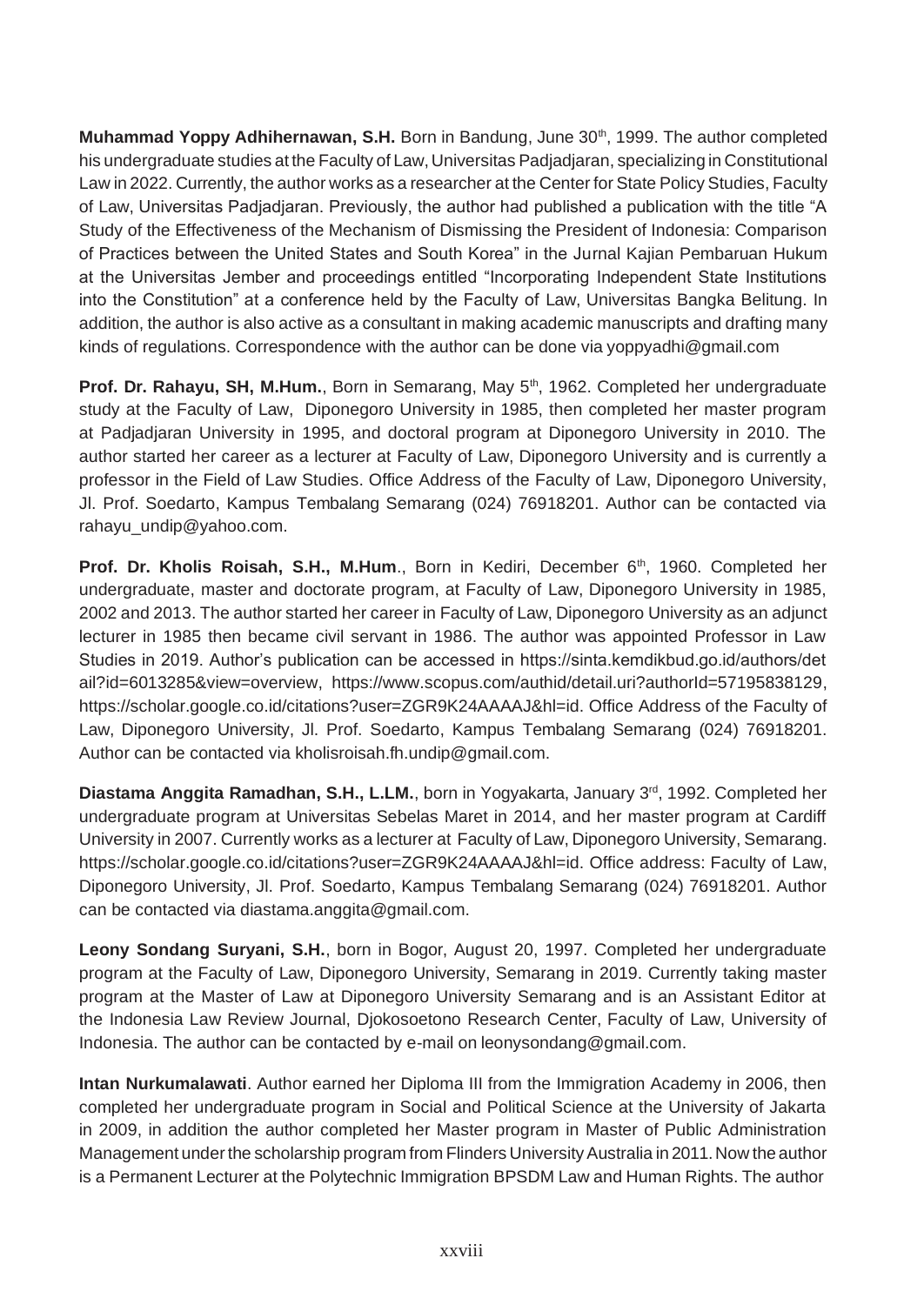**Muhammad Yoppy Adhihernawan, S.H.** Born in Bandung, June 30th, 1999. The author completed his undergraduate studies at the Faculty of Law, Universitas Padjadjaran, specializing in Constitutional Law in 2022. Currently, the author works as a researcher at the Center for State Policy Studies, Faculty of Law, Universitas Padjadjaran. Previously, the author had published a publication with the title "A Study of the Effectiveness of the Mechanism of Dismissing the President of Indonesia: Comparison of Practices between the United States and South Korea" in the Jurnal Kajian Pembaruan Hukum at the Universitas Jember and proceedings entitled "Incorporating Independent State Institutions into the Constitution" at a conference held by the Faculty of Law, Universitas Bangka Belitung. In addition, the author is also active as a consultant in making academic manuscripts and drafting many kinds of regulations. Correspondence with the author can be done via yoppyadhi@gmail.com

**Prof. Dr. Rahayu, SH, M.Hum.**, Born in Semarang, May 5th, 1962. Completed her undergraduate study at the Faculty of Law, Diponegoro University in 1985, then completed her master program at Padjadjaran University in 1995, and doctoral program at Diponegoro University in 2010. The author started her career as a lecturer at Faculty of Law, Diponegoro University and is currently a professor in the Field of Law Studies. Office Address of the Faculty of Law, Diponegoro University, Jl. Prof. Soedarto, Kampus Tembalang Semarang (024) 76918201. Author can be contacted via rahayu_undip@yahoo.com.

**Prof. Dr. Kholis Roisah, S.H., M.Hum**., Born in Kediri, December 6th, 1960. Completed her undergraduate, master and doctorate program, at Faculty of Law, Diponegoro University in 1985, 2002 and 2013. The author started her career in Faculty of Law, Diponegoro University as an adjunct lecturer in 1985 then became civil servant in 1986. The author was appointed Professor in Law Studies in 2019. Author's publication can be accessed in https://sinta.kemdikbud.go.id/authors/detail?id=6013285&view=overview, https://www.scopus.com/authid/detail.uri?authorId=57195838129, https://scholar.google.co.id/citations?user=ZGR9K24AAAAJ&hl=id. Office Address of the Faculty of Law, Diponegoro University, Jl. Prof. Soedarto, Kampus Tembalang Semarang (024) 76918201. Author can be contacted via kholisroisah.fh.undip@gmail.com.

**Diastama Anggita Ramadhan, S.H., L.LM.**, born in Yogyakarta, January 3rd, 1992. Completed her undergraduate program at Universitas Sebelas Maret in 2014, and her master program at Cardiff University in 2007. Currently works as a lecturer at Faculty of Law, Diponegoro University, Semarang. https://scholar.google.co.id/citations?user=ZGR9K24AAAAJ&hl=id. Office address: Faculty of Law, Diponegoro University, Jl. Prof. Soedarto, Kampus Tembalang Semarang (024) 76918201. Author can be contacted via diastama.anggita@gmail.com.

**Leony Sondang Suryani, S.H.**, born in Bogor, August 20, 1997. Completed her undergraduate program at the Faculty of Law, Diponegoro University, Semarang in 2019. Currently taking master program at the Master of Law at Diponegoro University Semarang and is an Assistant Editor at the Indonesia Law Review Journal, Djokosoetono Research Center, Faculty of Law, University of Indonesia. The author can be contacted by e-mail on leonysondang@gmail.com.

**Intan Nurkumalawati**. Author earned her Diploma III from the Immigration Academy in 2006, then completed her undergraduate program in Social and Political Science at the University of Jakarta in 2009, in addition the author completed her Master program in Master of Public Administration Management under the scholarship program from Flinders University Australia in 2011. Now the author is a Permanent Lecturer at the Polytechnic Immigration BPSDM Law and Human Rights. The author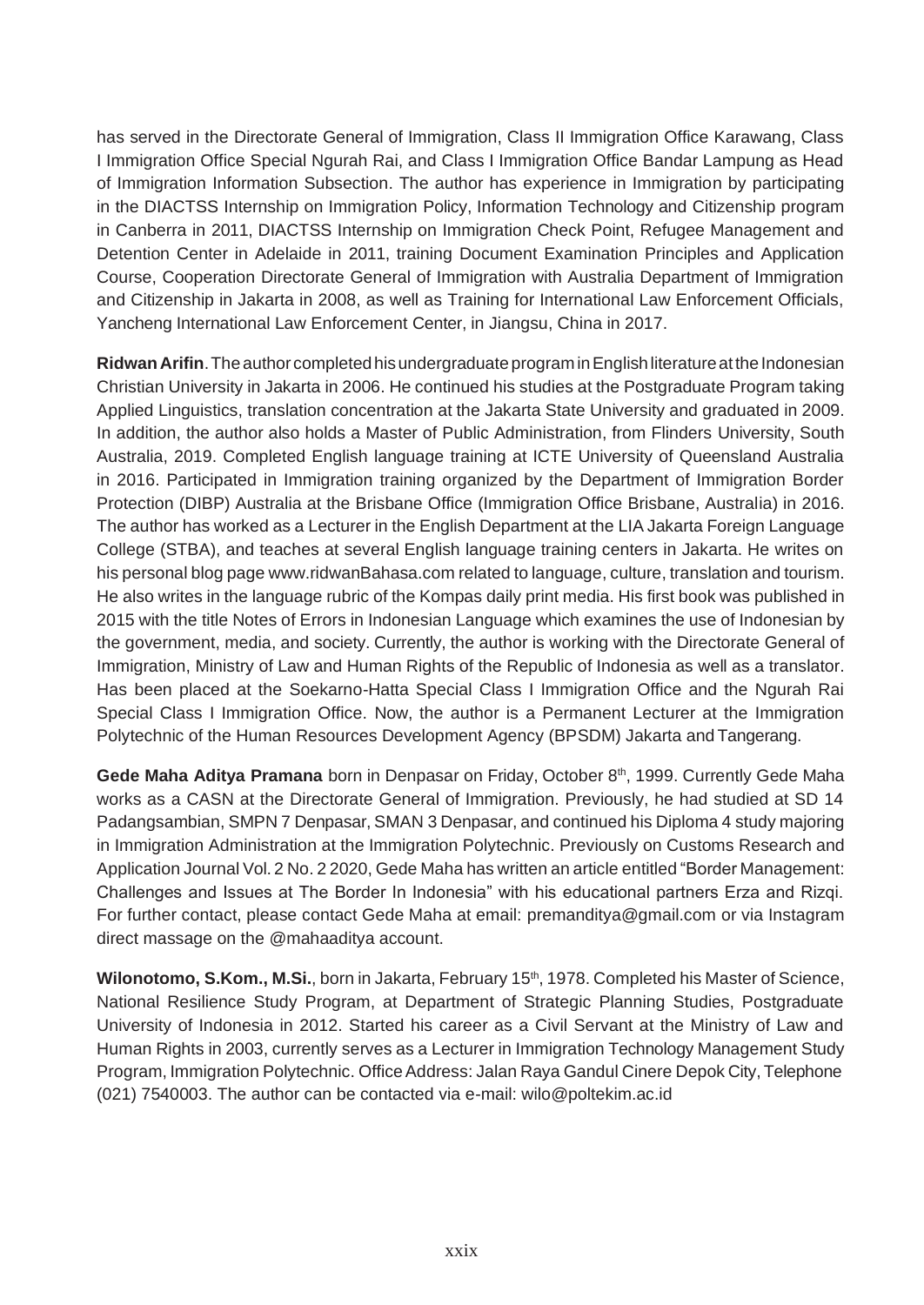has served in the Directorate General of Immigration, Class II Immigration Office Karawang, Class I Immigration Office Special Ngurah Rai, and Class I Immigration Office Bandar Lampung as Head of Immigration Information Subsection. The author has experience in Immigration by participating in the DIACTSS Internship on Immigration Policy, Information Technology and Citizenship program in Canberra in 2011, DIACTSS Internship on Immigration Check Point, Refugee Management and Detention Center in Adelaide in 2011, training Document Examination Principles and Application Course, Cooperation Directorate General of Immigration with Australia Department of Immigration and Citizenship in Jakarta in 2008, as well as Training for International Law Enforcement Officials, Yancheng International Law Enforcement Center, in Jiangsu, China in 2017.

**Ridwan Arifin**. The author completed his undergraduate program in English literature at the Indonesian Christian University in Jakarta in 2006. He continued his studies at the Postgraduate Program taking Applied Linguistics, translation concentration at the Jakarta State University and graduated in 2009. In addition, the author also holds a Master of Public Administration, from Flinders University, South Australia, 2019. Completed English language training at ICTE University of Queensland Australia in 2016. Participated in Immigration training organized by the Department of Immigration Border Protection (DIBP) Australia at the Brisbane Office (Immigration Office Brisbane, Australia) in 2016. The author has worked as a Lecturer in the English Department at the LIA Jakarta Foreign Language College (STBA), and teaches at several English language training centers in Jakarta. He writes on his personal blog page www.ridwanBahasa.com related to language, culture, translation and tourism. He also writes in the language rubric of the Kompas daily print media. His first book was published in 2015 with the title Notes of Errors in Indonesian Language which examines the use of Indonesian by the government, media, and society. Currently, the author is working with the Directorate General of Immigration, Ministry of Law and Human Rights of the Republic of Indonesia as well as a translator. Has been placed at the Soekarno-Hatta Special Class I Immigration Office and the Ngurah Rai Special Class I Immigration Office. Now, the author is a Permanent Lecturer at the Immigration Polytechnic of the Human Resources Development Agency (BPSDM) Jakarta and Tangerang.

**Gede Maha Aditya Pramana** born in Denpasar on Friday, October 8th, 1999. Currently Gede Maha works as a CASN at the Directorate General of Immigration. Previously, he had studied at SD 14 Padangsambian, SMPN 7 Denpasar, SMAN 3 Denpasar, and continued his Diploma 4 study majoring in Immigration Administration at the Immigration Polytechnic. Previously on Customs Research and Application Journal Vol. 2 No. 2 2020, Gede Maha has written an article entitled "Border Management: Challenges and Issues at The Border In Indonesia" with his educational partners Erza and Rizqi. For further contact, please contact Gede Maha at email: premanditya@gmail.com or via Instagram direct massage on the @mahaaditya account.

**Wilonotomo, S.Kom., M.Si.**, born in Jakarta, February 15th, 1978. Completed his Master of Science, National Resilience Study Program, at Department of Strategic Planning Studies, Postgraduate University of Indonesia in 2012. Started his career as a Civil Servant at the Ministry of Law and Human Rights in 2003, currently serves as a Lecturer in Immigration Technology Management Study Program, Immigration Polytechnic. Office Address: Jalan Raya Gandul Cinere Depok City, Telephone (021) 7540003. The author can be contacted via e-mail: wilo@poltekim.ac.id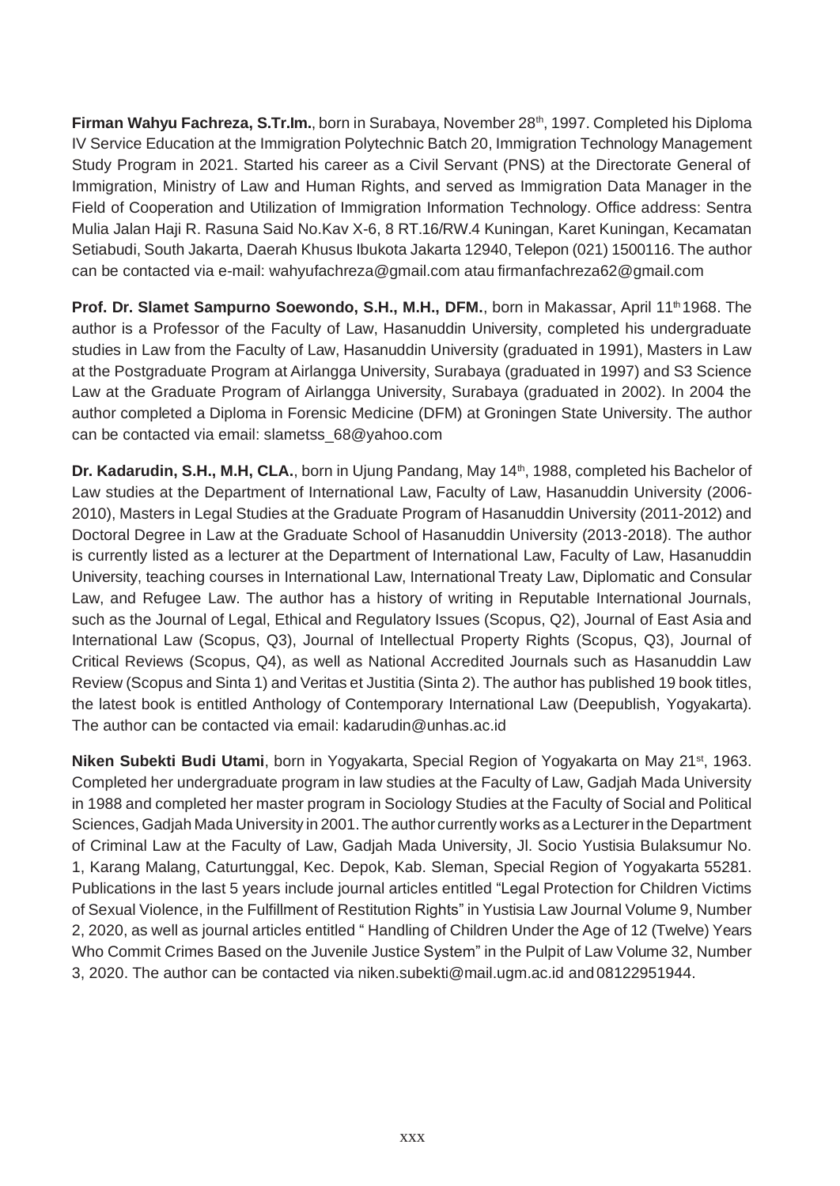**Firman Wahyu Fachreza, S.Tr.Im.**, born in Surabaya, November 28th, 1997. Completed his Diploma IV Service Education at the Immigration Polytechnic Batch 20, Immigration Technology Management Study Program in 2021. Started his career as a Civil Servant (PNS) at the Directorate General of Immigration, Ministry of Law and Human Rights, and served as Immigration Data Manager in the Field of Cooperation and Utilization of Immigration Information Technology. Office address: Sentra Mulia Jalan Haji R. Rasuna Said No.Kav X-6, 8 RT.16/RW.4 Kuningan, Karet Kuningan, Kecamatan Setiabudi, South Jakarta, Daerah Khusus Ibukota Jakarta 12940, Telepon (021) 1500116. The author can be contacted via e-mail: wahyufachreza@gmail.com atau firmanfachreza62@gmail.com

**Prof. Dr. Slamet Sampurno Soewondo, S.H., M.H., DFM.**, born in Makassar, April 11th 1968. The author is a Professor of the Faculty of Law, Hasanuddin University, completed his undergraduate studies in Law from the Faculty of Law, Hasanuddin University (graduated in 1991), Masters in Law at the Postgraduate Program at Airlangga University, Surabaya (graduated in 1997) and S3 Science Law at the Graduate Program of Airlangga University, Surabaya (graduated in 2002). In 2004 the author completed a Diploma in Forensic Medicine (DFM) at Groningen State University. The author can be contacted via email: slametss_68@yahoo.com

**Dr. Kadarudin, S.H., M.H, CLA.**, born in Ujung Pandang, May 14th, 1988, completed his Bachelor of Law studies at the Department of International Law, Faculty of Law, Hasanuddin University (2006-2010), Masters in Legal Studies at the Graduate Program of Hasanuddin University (2011-2012) and Doctoral Degree in Law at the Graduate School of Hasanuddin University (2013-2018). The author is currently listed as a lecturer at the Department of International Law, Faculty of Law, Hasanuddin University, teaching courses in International Law, International Treaty Law, Diplomatic and Consular Law, and Refugee Law. The author has a history of writing in Reputable International Journals, such as the Journal of Legal, Ethical and Regulatory Issues (Scopus, Q2), Journal of East Asia and International Law (Scopus, Q3), Journal of Intellectual Property Rights (Scopus, Q3), Journal of Critical Reviews (Scopus, Q4), as well as National Accredited Journals such as Hasanuddin Law Review (Scopus and Sinta 1) and Veritas et Justitia (Sinta 2). The author has published 19 book titles, the latest book is entitled Anthology of Contemporary International Law (Deepublish, Yogyakarta). The author can be contacted via email: kadarudin@unhas.ac.id

**Niken Subekti Budi Utami**, born in Yogyakarta, Special Region of Yogyakarta on May 21st, 1963. Completed her undergraduate program in law studies at the Faculty of Law, Gadjah Mada University in 1988 and completed her master program in Sociology Studies at the Faculty of Social and Political Sciences, Gadjah Mada University in 2001. The author currently works as a Lecturer in the Department of Criminal Law at the Faculty of Law, Gadjah Mada University, Jl. Socio Yustisia Bulaksumur No. 1, Karang Malang, Caturtunggal, Kec. Depok, Kab. Sleman, Special Region of Yogyakarta 55281. Publications in the last 5 years include journal articles entitled "Legal Protection for Children Victims of Sexual Violence, in the Fulfillment of Restitution Rights" in Yustisia Law Journal Volume 9, Number 2, 2020, as well as journal articles entitled " Handling of Children Under the Age of 12 (Twelve) Years Who Commit Crimes Based on the Juvenile Justice System" in the Pulpit of Law Volume 32, Number 3, 2020. The author can be contacted via niken.subekti@mail.ugm.ac.id and 08122951944.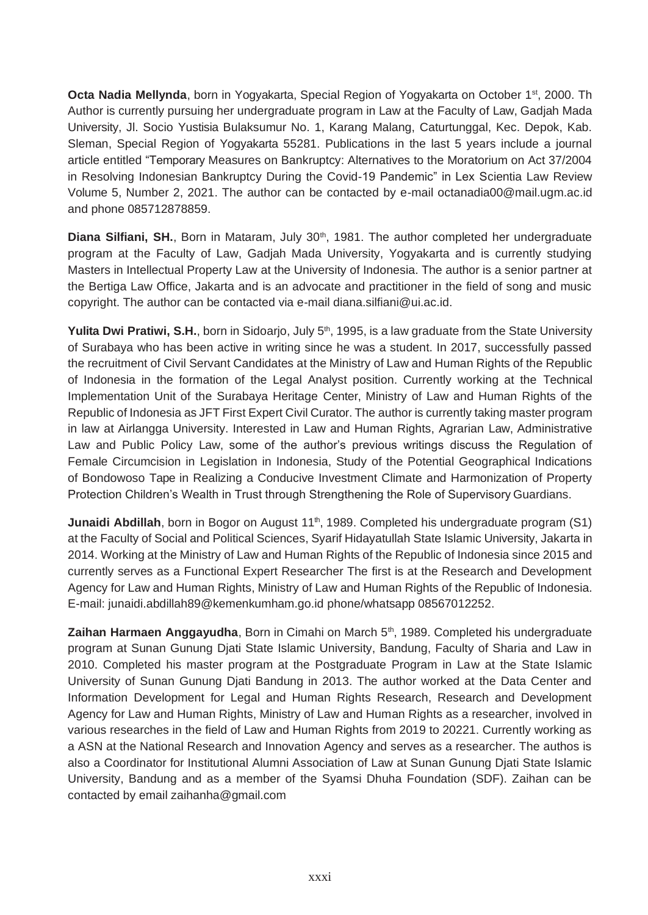**Octa Nadia Mellynda**, born in Yogyakarta, Special Region of Yogyakarta on October 1st, 2000. Th Author is currently pursuing her undergraduate program in Law at the Faculty of Law, Gadjah Mada University, Jl. Socio Yustisia Bulaksumur No. 1, Karang Malang, Caturtunggal, Kec. Depok, Kab. Sleman, Special Region of Yogyakarta 55281. Publications in the last 5 years include a journal article entitled "Temporary Measures on Bankruptcy: Alternatives to the Moratorium on Act 37/2004 in Resolving Indonesian Bankruptcy During the Covid-19 Pandemic" in Lex Scientia Law Review Volume 5, Number 2, 2021. The author can be contacted by e-mail octanadia00@mail.ugm.ac.id and phone 085712878859.

**Diana Silfiani, SH.**, Born in Mataram, July 30th, 1981. The author completed her undergraduate program at the Faculty of Law, Gadjah Mada University, Yogyakarta and is currently studying Masters in Intellectual Property Law at the University of Indonesia. The author is a senior partner at the Bertiga Law Office, Jakarta and is an advocate and practitioner in the field of song and music copyright. The author can be contacted via e-mail diana.silfiani@ui.ac.id.

**Yulita Dwi Pratiwi, S.H.**, born in Sidoarjo, July 5th, 1995, is a law graduate from the State University of Surabaya who has been active in writing since he was a student. In 2017, successfully passed the recruitment of Civil Servant Candidates at the Ministry of Law and Human Rights of the Republic of Indonesia in the formation of the Legal Analyst position. Currently working at the Technical Implementation Unit of the Surabaya Heritage Center, Ministry of Law and Human Rights of the Republic of Indonesia as JFT First Expert Civil Curator. The author is currently taking master program in law at Airlangga University. Interested in Law and Human Rights, Agrarian Law, Administrative Law and Public Policy Law, some of the author's previous writings discuss the Regulation of Female Circumcision in Legislation in Indonesia, Study of the Potential Geographical Indications of Bondowoso Tape in Realizing a Conducive Investment Climate and Harmonization of Property Protection Children's Wealth in Trust through Strengthening the Role of Supervisory Guardians.

**Junaidi Abdillah**, born in Bogor on August 11th, 1989. Completed his undergraduate program (S1) at the Faculty of Social and Political Sciences, Syarif Hidayatullah State Islamic University, Jakarta in 2014. Working at the Ministry of Law and Human Rights of the Republic of Indonesia since 2015 and currently serves as a Functional Expert Researcher The first is at the Research and Development Agency for Law and Human Rights, Ministry of Law and Human Rights of the Republic of Indonesia. E-mail: junaidi.abdillah89@kemenkumham.go.id phone/whatsapp 08567012252.

**Zaihan Harmaen Anggayudha**, Born in Cimahi on March 5th, 1989. Completed his undergraduate program at Sunan Gunung Djati State Islamic University, Bandung, Faculty of Sharia and Law in 2010. Completed his master program at the Postgraduate Program in Law at the State Islamic University of Sunan Gunung Djati Bandung in 2013. The author worked at the Data Center and Information Development for Legal and Human Rights Research, Research and Development Agency for Law and Human Rights, Ministry of Law and Human Rights as a researcher, involved in various researches in the field of Law and Human Rights from 2019 to 20221. Currently working as a ASN at the National Research and Innovation Agency and serves as a researcher. The authos is also a Coordinator for Institutional Alumni Association of Law at Sunan Gunung Djati State Islamic University, Bandung and as a member of the Syamsi Dhuha Foundation (SDF). Zaihan can be contacted by email zaihanha@gmail.com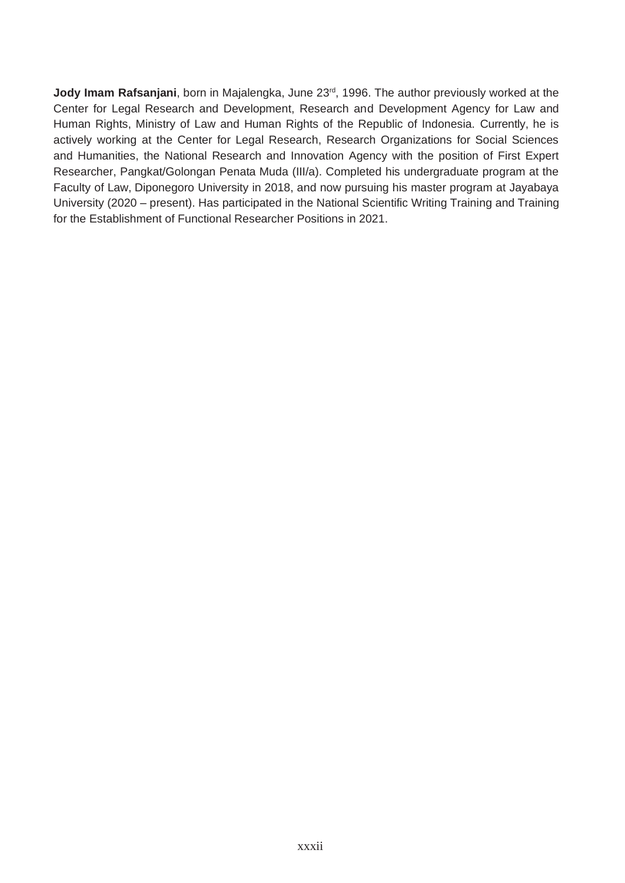**Jody Imam Rafsanjani**, born in Majalengka, June 23[rd], 1996. The author previously worked at the Center for Legal Research and Development, Research and Development Agency for Law and Human Rights, Ministry of Law and Human Rights of the Republic of Indonesia. Currently, he is actively working at the Center for Legal Research, Research Organizations for Social Sciences and Humanities, the National Research and Innovation Agency with the position of First Expert Researcher, Pangkat/Golongan Penata Muda (III/a). Completed his undergraduate program at the Faculty of Law, Diponegoro University in 2018, and now pursuing his master program at Jayabaya University (2020 – present). Has participated in the National Scientific Writing Training and Training for the Establishment of Functional Researcher Positions in 2021.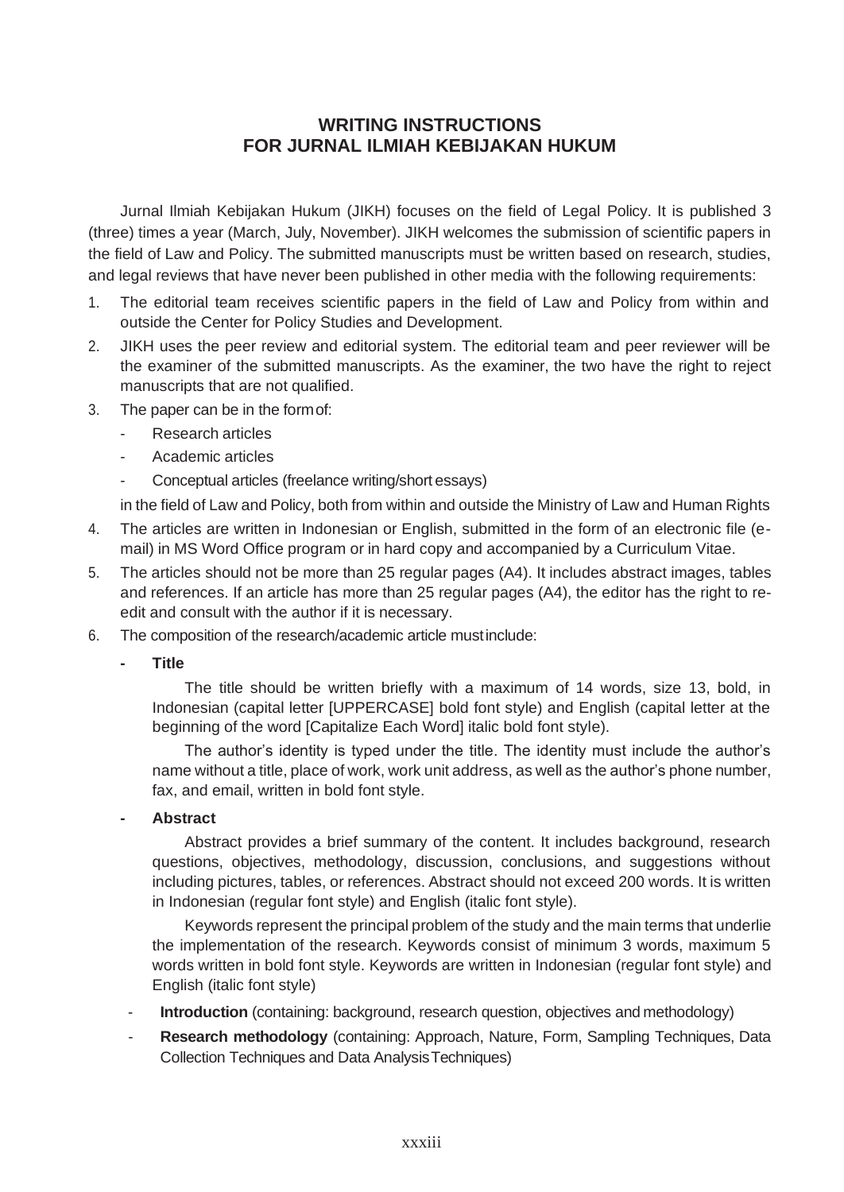## WRITING INSTRUCTIONS FOR JURNAL ILMIAH KEBIJAKAN HUKUM

Jurnal Ilmiah Kebijakan Hukum (JIKH) focuses on the field of Legal Policy. It is published 3 (three) times a year (March, July, November). JIKH welcomes the submission of scientific papers in the field of Law and Policy. The submitted manuscripts must be written based on research, studies, and legal reviews that have never been published in other media with the following requirements:

1. The editorial team receives scientific papers in the field of Law and Policy from within and outside the Center for Policy Studies and Development.
2. JIKH uses the peer review and editorial system. The editorial team and peer reviewer will be the examiner of the submitted manuscripts. As the examiner, the two have the right to reject manuscripts that are not qualified.
3. The paper can be in the formof:
   - Research articles
   - Academic articles
   - Conceptual articles (freelance writing/short essays)

   in the field of Law and Policy, both from within and outside the Ministry of Law and Human Rights
4. The articles are written in Indonesian or English, submitted in the form of an electronic file (e-mail) in MS Word Office program or in hard copy and accompanied by a Curriculum Vitae.
5. The articles should not be more than 25 regular pages (A4). It includes abstract images, tables and references. If an article has more than 25 regular pages (A4), the editor has the right to re-edit and consult with the author if it is necessary.
6. The composition of the research/academic article mustinclude:
   - **Title**

     The title should be written briefly with a maximum of 14 words, size 13, bold, in Indonesian (capital letter [UPPERCASE] bold font style) and English (capital letter at the beginning of the word [Capitalize Each Word] italic bold font style).

     The author's identity is typed under the title. The identity must include the author's name without a title, place of work, work unit address, as well as the author's phone number, fax, and email, written in bold font style.
   - **Abstract**

     Abstract provides a brief summary of the content. It includes background, research questions, objectives, methodology, discussion, conclusions, and suggestions without including pictures, tables, or references. Abstract should not exceed 200 words. It is written in Indonesian (regular font style) and English (italic font style).

     Keywords represent the principal problem of the study and the main terms that underlie the implementation of the research. Keywords consist of minimum 3 words, maximum 5 words written in bold font style. Keywords are written in Indonesian (regular font style) and English (italic font style)
   - **Introduction** (containing: background, research question, objectives and methodology)
   - **Research methodology** (containing: Approach, Nature, Form, Sampling Techniques, Data Collection Techniques and Data AnalysisTechniques)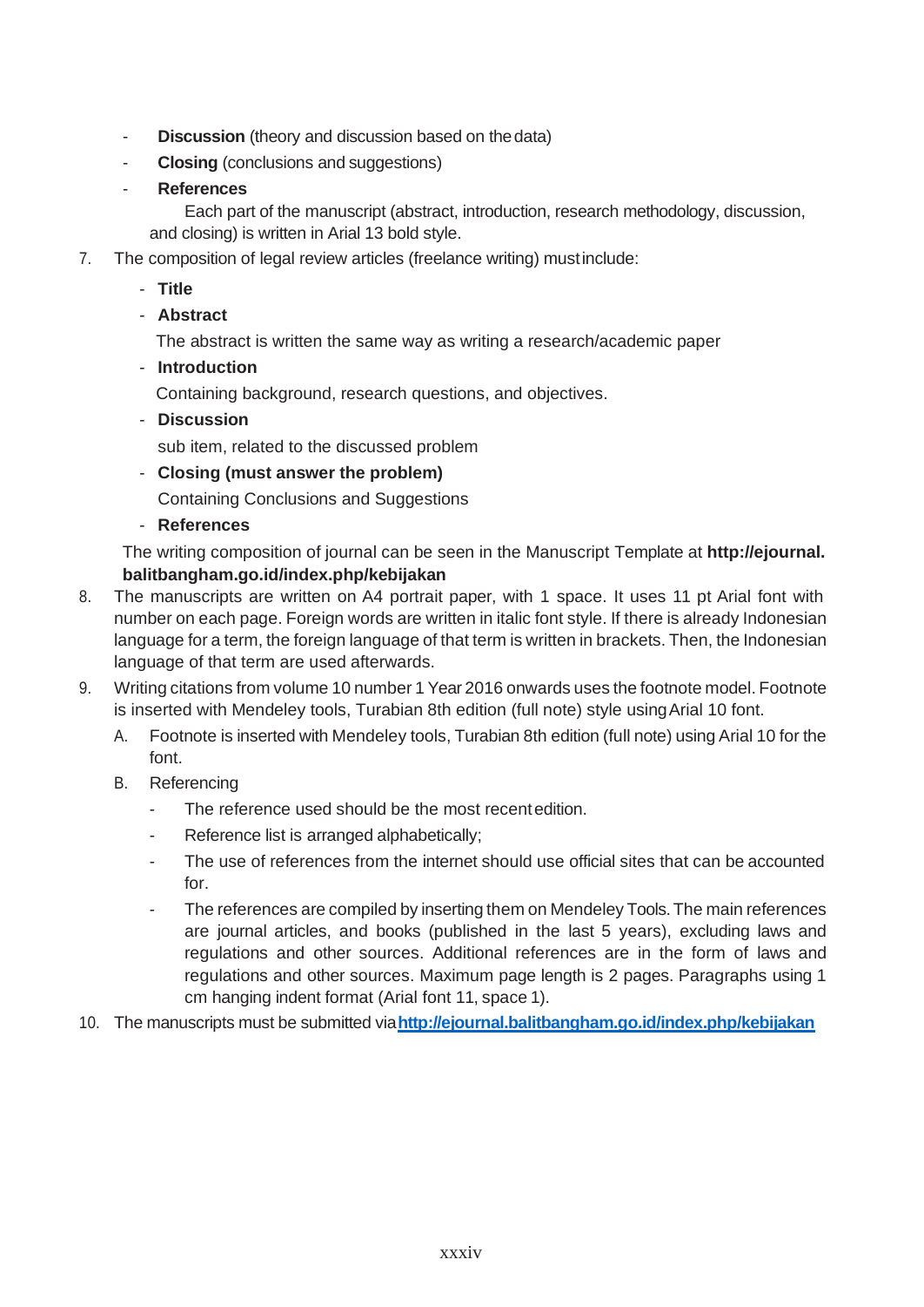- **Discussion** (theory and discussion based on the data)
- **Closing** (conclusions and suggestions)
- **References**

  Each part of the manuscript (abstract, introduction, research methodology, discussion, and closing) is written in Arial 13 bold style.

7. The composition of legal review articles (freelance writing) must include:
   - **Title**
   - **Abstract**

     The abstract is written the same way as writing a research/academic paper
   - **Introduction**

     Containing background, research questions, and objectives.
   - **Discussion**

     sub item, related to the discussed problem
   - **Closing (must answer the problem)**

     Containing Conclusions and Suggestions
   - **References**

   The writing composition of journal can be seen in the Manuscript Template at **http://ejournal.balitbangham.go.id/index.php/kebijakan**

8. The manuscripts are written on A4 portrait paper, with 1 space. It uses 11 pt Arial font with number on each page. Foreign words are written in italic font style. If there is already Indonesian language for a term, the foreign language of that term is written in brackets. Then, the Indonesian language of that term are used afterwards.
9. Writing citations from volume 10 number 1 Year 2016 onwards uses the footnote model. Footnote is inserted with Mendeley tools, Turabian 8th edition (full note) style using Arial 10 font.
   A. Footnote is inserted with Mendeley tools, Turabian 8th edition (full note) using Arial 10 for the font.
   B. Referencing
      - The reference used should be the most recent edition.
      - Reference list is arranged alphabetically;
      - The use of references from the internet should use official sites that can be accounted for.
      - The references are compiled by inserting them on Mendeley Tools. The main references are journal articles, and books (published in the last 5 years), excluding laws and regulations and other sources. Additional references are in the form of laws and regulations and other sources. Maximum page length is 2 pages. Paragraphs using 1 cm hanging indent format (Arial font 11, space 1).
10. The manuscripts must be submitted via **http://ejournal.balitbangham.go.id/index.php/kebijakan**